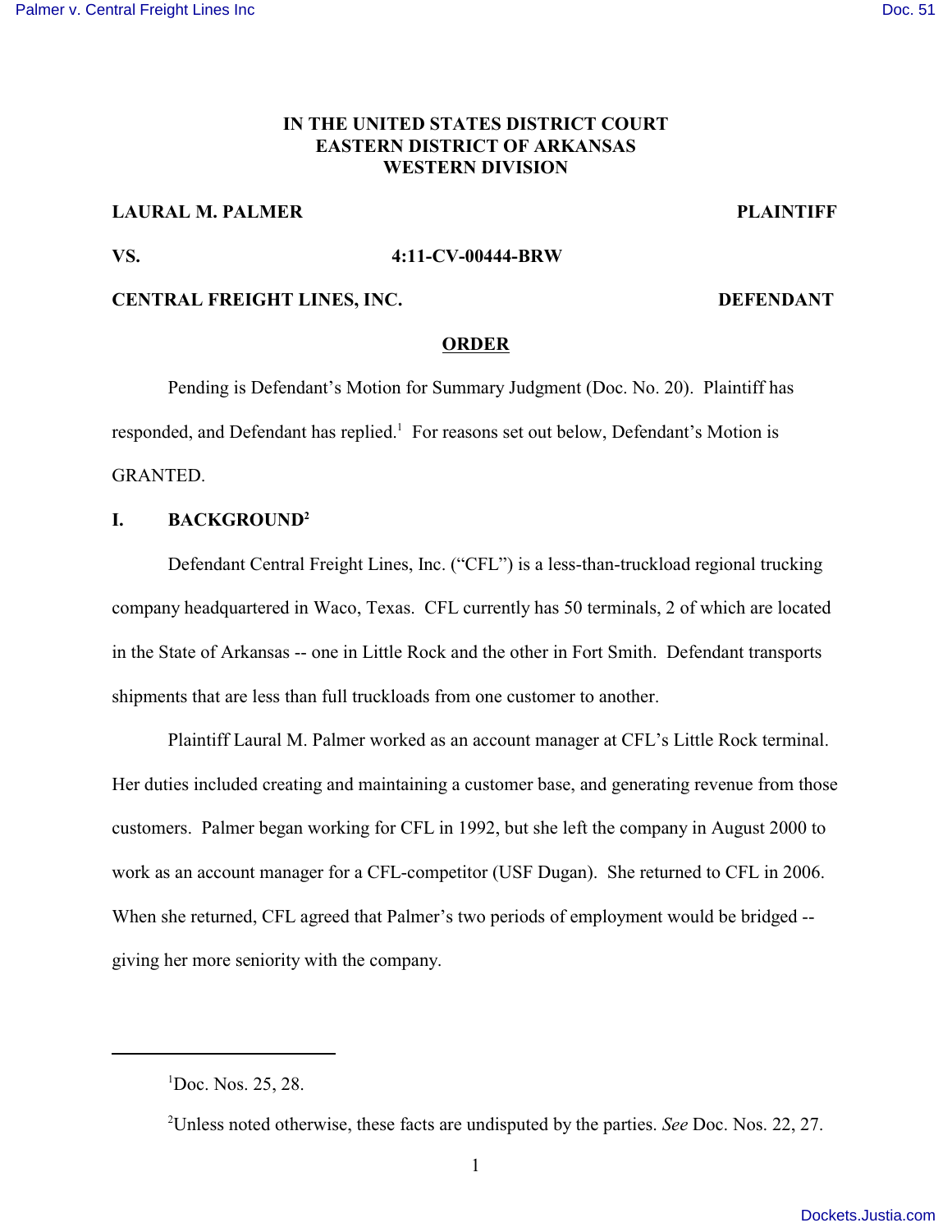**IN THE UNITED STATES DISTRICT COURT**
**EASTERN DISTRICT OF ARKANSAS**
**WESTERN DIVISION**

**LAURAL M. PALMER** **PLAINTIFF**

**VS.** **4:11-CV-00444-BRW**

**CENTRAL FREIGHT LINES, INC.** **DEFENDANT**

**ORDER**

Pending is Defendant's Motion for Summary Judgment (Doc. No. 20). Plaintiff has responded, and Defendant has replied.[1] For reasons set out below, Defendant's Motion is GRANTED.

## I. BACKGROUND[2]

Defendant Central Freight Lines, Inc. ("CFL") is a less-than-truckload regional trucking company headquartered in Waco, Texas. CFL currently has 50 terminals, 2 of which are located in the State of Arkansas -- one in Little Rock and the other in Fort Smith. Defendant transports shipments that are less than full truckloads from one customer to another.

Plaintiff Laural M. Palmer worked as an account manager at CFL's Little Rock terminal. Her duties included creating and maintaining a customer base, and generating revenue from those customers. Palmer began working for CFL in 1992, but she left the company in August 2000 to work as an account manager for a CFL-competitor (USF Dugan). She returned to CFL in 2006. When she returned, CFL agreed that Palmer's two periods of employment would be bridged -- giving her more seniority with the company.

---

[1]Doc. Nos. 25, 28.

[2]Unless noted otherwise, these facts are undisputed by the parties. *See* Doc. Nos. 22, 27.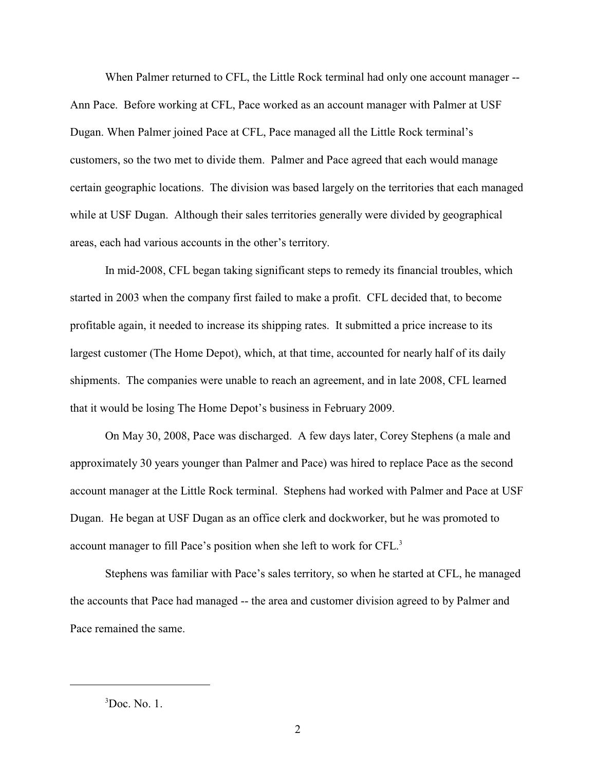When Palmer returned to CFL, the Little Rock terminal had only one account manager -- Ann Pace. Before working at CFL, Pace worked as an account manager with Palmer at USF Dugan. When Palmer joined Pace at CFL, Pace managed all the Little Rock terminal's customers, so the two met to divide them. Palmer and Pace agreed that each would manage certain geographic locations. The division was based largely on the territories that each managed while at USF Dugan. Although their sales territories generally were divided by geographical areas, each had various accounts in the other's territory.

In mid-2008, CFL began taking significant steps to remedy its financial troubles, which started in 2003 when the company first failed to make a profit. CFL decided that, to become profitable again, it needed to increase its shipping rates. It submitted a price increase to its largest customer (The Home Depot), which, at that time, accounted for nearly half of its daily shipments. The companies were unable to reach an agreement, and in late 2008, CFL learned that it would be losing The Home Depot's business in February 2009.

On May 30, 2008, Pace was discharged. A few days later, Corey Stephens (a male and approximately 30 years younger than Palmer and Pace) was hired to replace Pace as the second account manager at the Little Rock terminal. Stephens had worked with Palmer and Pace at USF Dugan. He began at USF Dugan as an office clerk and dockworker, but he was promoted to account manager to fill Pace's position when she left to work for CFL.[3]

Stephens was familiar with Pace's sales territory, so when he started at CFL, he managed the accounts that Pace had managed -- the area and customer division agreed to by Palmer and Pace remained the same.

---

[3] Doc. No. 1.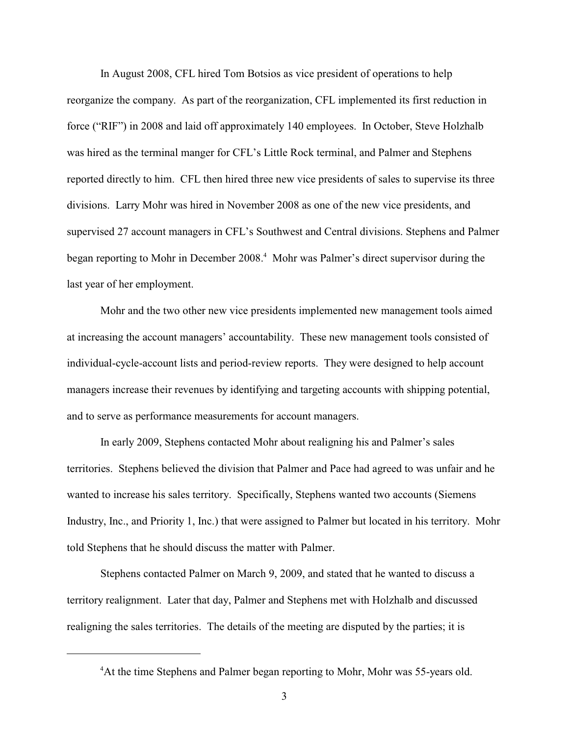In August 2008, CFL hired Tom Botsios as vice president of operations to help reorganize the company. As part of the reorganization, CFL implemented its first reduction in force ("RIF") in 2008 and laid off approximately 140 employees. In October, Steve Holzhalb was hired as the terminal manger for CFL's Little Rock terminal, and Palmer and Stephens reported directly to him. CFL then hired three new vice presidents of sales to supervise its three divisions. Larry Mohr was hired in November 2008 as one of the new vice presidents, and supervised 27 account managers in CFL's Southwest and Central divisions. Stephens and Palmer began reporting to Mohr in December 2008.[4] Mohr was Palmer's direct supervisor during the last year of her employment.

Mohr and the two other new vice presidents implemented new management tools aimed at increasing the account managers' accountability. These new management tools consisted of individual-cycle-account lists and period-review reports. They were designed to help account managers increase their revenues by identifying and targeting accounts with shipping potential, and to serve as performance measurements for account managers.

In early 2009, Stephens contacted Mohr about realigning his and Palmer's sales territories. Stephens believed the division that Palmer and Pace had agreed to was unfair and he wanted to increase his sales territory. Specifically, Stephens wanted two accounts (Siemens Industry, Inc., and Priority 1, Inc.) that were assigned to Palmer but located in his territory. Mohr told Stephens that he should discuss the matter with Palmer.

Stephens contacted Palmer on March 9, 2009, and stated that he wanted to discuss a territory realignment. Later that day, Palmer and Stephens met with Holzhalb and discussed realigning the sales territories. The details of the meeting are disputed by the parties; it is

---

[4]At the time Stephens and Palmer began reporting to Mohr, Mohr was 55-years old.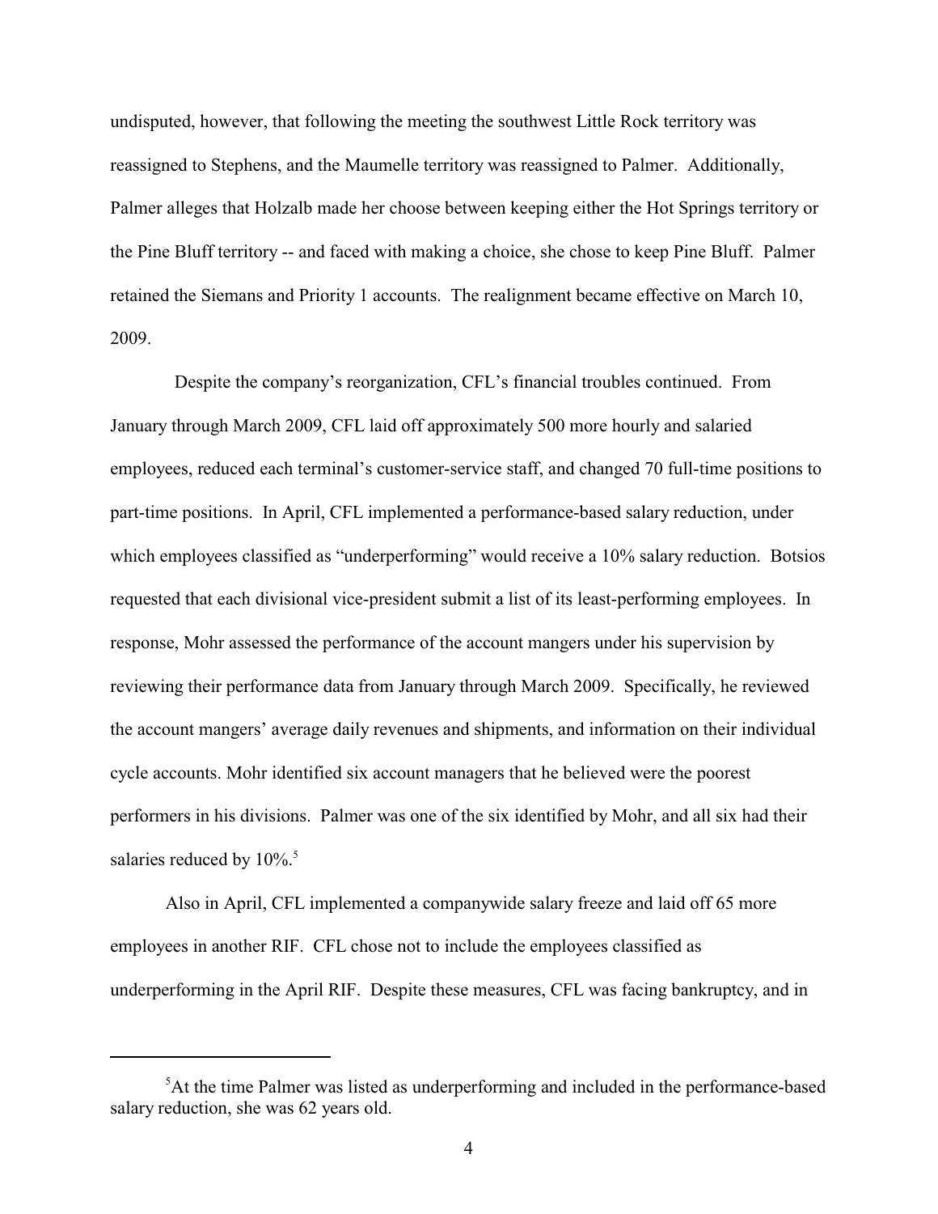undisputed, however, that following the meeting the southwest Little Rock territory was reassigned to Stephens, and the Maumelle territory was reassigned to Palmer. Additionally, Palmer alleges that Holzalb made her choose between keeping either the Hot Springs territory or the Pine Bluff territory -- and faced with making a choice, she chose to keep Pine Bluff. Palmer retained the Siemans and Priority 1 accounts. The realignment became effective on March 10, 2009.

Despite the company's reorganization, CFL's financial troubles continued. From January through March 2009, CFL laid off approximately 500 more hourly and salaried employees, reduced each terminal's customer-service staff, and changed 70 full-time positions to part-time positions. In April, CFL implemented a performance-based salary reduction, under which employees classified as "underperforming" would receive a 10% salary reduction. Botsios requested that each divisional vice-president submit a list of its least-performing employees. In response, Mohr assessed the performance of the account mangers under his supervision by reviewing their performance data from January through March 2009. Specifically, he reviewed the account mangers' average daily revenues and shipments, and information on their individual cycle accounts. Mohr identified six account managers that he believed were the poorest performers in his divisions. Palmer was one of the six identified by Mohr, and all six had their salaries reduced by 10%.[5]

Also in April, CFL implemented a companywide salary freeze and laid off 65 more employees in another RIF. CFL chose not to include the employees classified as underperforming in the April RIF. Despite these measures, CFL was facing bankruptcy, and in

[5]At the time Palmer was listed as underperforming and included in the performance-based salary reduction, she was 62 years old.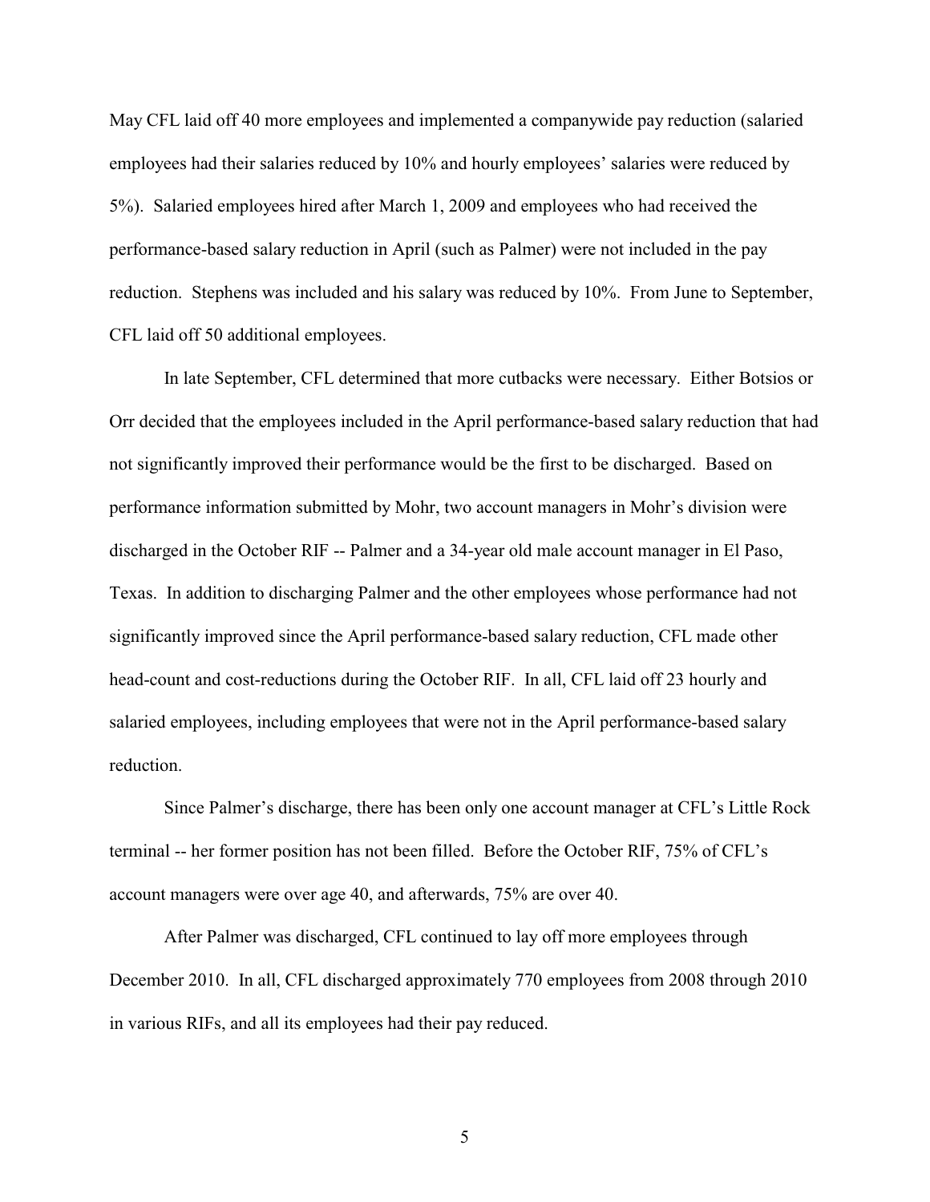May CFL laid off 40 more employees and implemented a companywide pay reduction (salaried employees had their salaries reduced by 10% and hourly employees' salaries were reduced by 5%). Salaried employees hired after March 1, 2009 and employees who had received the performance-based salary reduction in April (such as Palmer) were not included in the pay reduction. Stephens was included and his salary was reduced by 10%. From June to September, CFL laid off 50 additional employees.

In late September, CFL determined that more cutbacks were necessary. Either Botsios or Orr decided that the employees included in the April performance-based salary reduction that had not significantly improved their performance would be the first to be discharged. Based on performance information submitted by Mohr, two account managers in Mohr's division were discharged in the October RIF -- Palmer and a 34-year old male account manager in El Paso, Texas. In addition to discharging Palmer and the other employees whose performance had not significantly improved since the April performance-based salary reduction, CFL made other head-count and cost-reductions during the October RIF. In all, CFL laid off 23 hourly and salaried employees, including employees that were not in the April performance-based salary reduction.

Since Palmer's discharge, there has been only one account manager at CFL's Little Rock terminal -- her former position has not been filled. Before the October RIF, 75% of CFL's account managers were over age 40, and afterwards, 75% are over 40.

After Palmer was discharged, CFL continued to lay off more employees through December 2010. In all, CFL discharged approximately 770 employees from 2008 through 2010 in various RIFs, and all its employees had their pay reduced.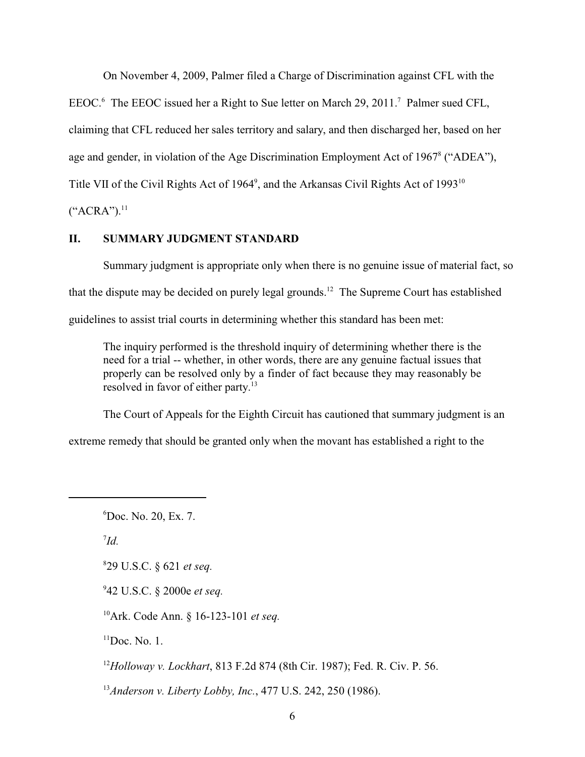On November 4, 2009, Palmer filed a Charge of Discrimination against CFL with the EEOC.[6] The EEOC issued her a Right to Sue letter on March 29, 2011.[7] Palmer sued CFL, claiming that CFL reduced her sales territory and salary, and then discharged her, based on her age and gender, in violation of the Age Discrimination Employment Act of 1967[8] ("ADEA"), Title VII of the Civil Rights Act of 1964[9], and the Arkansas Civil Rights Act of 1993[10] ("ACRA").[11]

## II. SUMMARY JUDGMENT STANDARD

Summary judgment is appropriate only when there is no genuine issue of material fact, so that the dispute may be decided on purely legal grounds.[12] The Supreme Court has established guidelines to assist trial courts in determining whether this standard has been met:

> The inquiry performed is the threshold inquiry of determining whether there is the need for a trial -- whether, in other words, there are any genuine factual issues that properly can be resolved only by a finder of fact because they may reasonably be resolved in favor of either party.[13]

The Court of Appeals for the Eighth Circuit has cautioned that summary judgment is an extreme remedy that should be granted only when the movant has established a right to the

---

[6] Doc. No. 20, Ex. 7.

[7] *Id.*

[8] 29 U.S.C. § 621 *et seq.*

[9] 42 U.S.C. § 2000e *et seq.*

[10] Ark. Code Ann. § 16-123-101 *et seq.*

[11] Doc. No. 1.

[12] *Holloway v. Lockhart*, 813 F.2d 874 (8th Cir. 1987); Fed. R. Civ. P. 56.

[13] *Anderson v. Liberty Lobby, Inc.*, 477 U.S. 242, 250 (1986).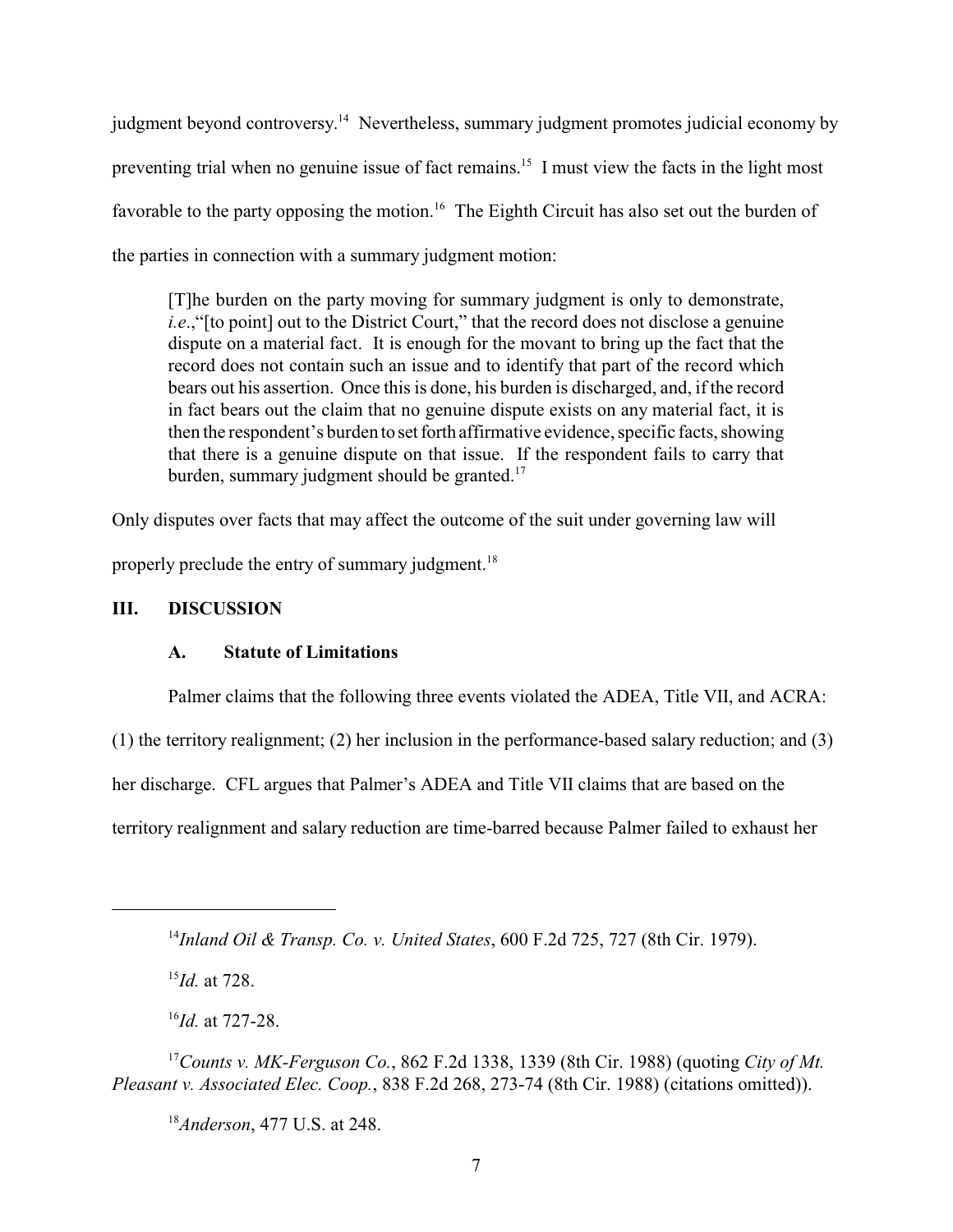judgment beyond controversy.[14] Nevertheless, summary judgment promotes judicial economy by preventing trial when no genuine issue of fact remains.[15] I must view the facts in the light most favorable to the party opposing the motion.[16] The Eighth Circuit has also set out the burden of the parties in connection with a summary judgment motion:

> [T]he burden on the party moving for summary judgment is only to demonstrate, *i.e.*,"[to point] out to the District Court," that the record does not disclose a genuine dispute on a material fact. It is enough for the movant to bring up the fact that the record does not contain such an issue and to identify that part of the record which bears out his assertion. Once this is done, his burden is discharged, and, if the record in fact bears out the claim that no genuine dispute exists on any material fact, it is then the respondent's burden to set forth affirmative evidence, specific facts, showing that there is a genuine dispute on that issue. If the respondent fails to carry that burden, summary judgment should be granted.[17]

Only disputes over facts that may affect the outcome of the suit under governing law will properly preclude the entry of summary judgment.[18]

## III. DISCUSSION

### A. Statute of Limitations

Palmer claims that the following three events violated the ADEA, Title VII, and ACRA: (1) the territory realignment; (2) her inclusion in the performance-based salary reduction; and (3) her discharge. CFL argues that Palmer's ADEA and Title VII claims that are based on the territory realignment and salary reduction are time-barred because Palmer failed to exhaust her

---

[14] *Inland Oil & Transp. Co. v. United States*, 600 F.2d 725, 727 (8th Cir. 1979).

[15] *Id.* at 728.

[16] *Id.* at 727-28.

[17] *Counts v. MK-Ferguson Co.*, 862 F.2d 1338, 1339 (8th Cir. 1988) (quoting *City of Mt. Pleasant v. Associated Elec. Coop.*, 838 F.2d 268, 273-74 (8th Cir. 1988) (citations omitted)).

[18] *Anderson*, 477 U.S. at 248.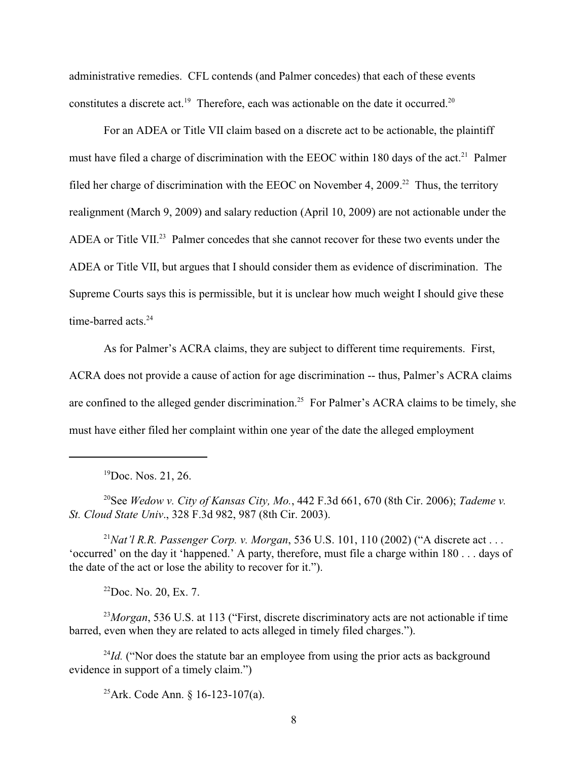administrative remedies. CFL contends (and Palmer concedes) that each of these events constitutes a discrete act.[19] Therefore, each was actionable on the date it occurred.[20]

For an ADEA or Title VII claim based on a discrete act to be actionable, the plaintiff must have filed a charge of discrimination with the EEOC within 180 days of the act.[21] Palmer filed her charge of discrimination with the EEOC on November 4, 2009.[22] Thus, the territory realignment (March 9, 2009) and salary reduction (April 10, 2009) are not actionable under the ADEA or Title VII.[23] Palmer concedes that she cannot recover for these two events under the ADEA or Title VII, but argues that I should consider them as evidence of discrimination. The Supreme Courts says this is permissible, but it is unclear how much weight I should give these time-barred acts.[24]

As for Palmer's ACRA claims, they are subject to different time requirements. First, ACRA does not provide a cause of action for age discrimination -- thus, Palmer's ACRA claims are confined to the alleged gender discrimination.[25] For Palmer's ACRA claims to be timely, she must have either filed her complaint within one year of the date the alleged employment

---

[19] Doc. Nos. 21, 26.

[20] See *Wedow v. City of Kansas City, Mo.*, 442 F.3d 661, 670 (8th Cir. 2006); *Tademe v. St. Cloud State Univ*., 328 F.3d 982, 987 (8th Cir. 2003).

[21] *Nat'l R.R. Passenger Corp. v. Morgan*, 536 U.S. 101, 110 (2002) ("A discrete act . . . 'occurred' on the day it 'happened.' A party, therefore, must file a charge within 180 . . . days of the date of the act or lose the ability to recover for it.").

[22] Doc. No. 20, Ex. 7.

[23] *Morgan*, 536 U.S. at 113 ("First, discrete discriminatory acts are not actionable if time barred, even when they are related to acts alleged in timely filed charges.").

[24] *Id.* ("Nor does the statute bar an employee from using the prior acts as background evidence in support of a timely claim.")

[25] Ark. Code Ann. § 16-123-107(a).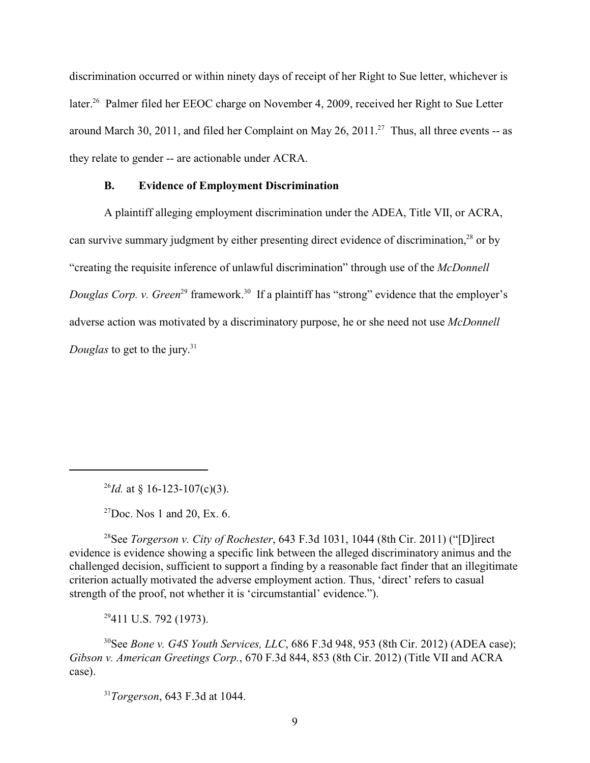discrimination occurred or within ninety days of receipt of her Right to Sue letter, whichever is later.[26] Palmer filed her EEOC charge on November 4, 2009, received her Right to Sue Letter around March 30, 2011, and filed her Complaint on May 26, 2011.[27] Thus, all three events -- as they relate to gender -- are actionable under ACRA.

### B. Evidence of Employment Discrimination

A plaintiff alleging employment discrimination under the ADEA, Title VII, or ACRA, can survive summary judgment by either presenting direct evidence of discrimination,[28] or by "creating the requisite inference of unlawful discrimination" through use of the *McDonnell Douglas Corp. v. Green*[29] framework.[30] If a plaintiff has "strong" evidence that the employer's adverse action was motivated by a discriminatory purpose, he or she need not use *McDonnell Douglas* to get to the jury.[31]

---

[26] *Id.* at § 16-123-107(c)(3).

[27] Doc. Nos 1 and 20, Ex. 6.

[28] See *Torgerson v. City of Rochester*, 643 F.3d 1031, 1044 (8th Cir. 2011) ("[D]irect evidence is evidence showing a specific link between the alleged discriminatory animus and the challenged decision, sufficient to support a finding by a reasonable fact finder that an illegitimate criterion actually motivated the adverse employment action. Thus, 'direct' refers to casual strength of the proof, not whether it is 'circumstantial' evidence.").

[29] 411 U.S. 792 (1973).

[30] See *Bone v. G4S Youth Services, LLC*, 686 F.3d 948, 953 (8th Cir. 2012) (ADEA case); *Gibson v. American Greetings Corp.*, 670 F.3d 844, 853 (8th Cir. 2012) (Title VII and ACRA case).

[31] *Torgerson*, 643 F.3d at 1044.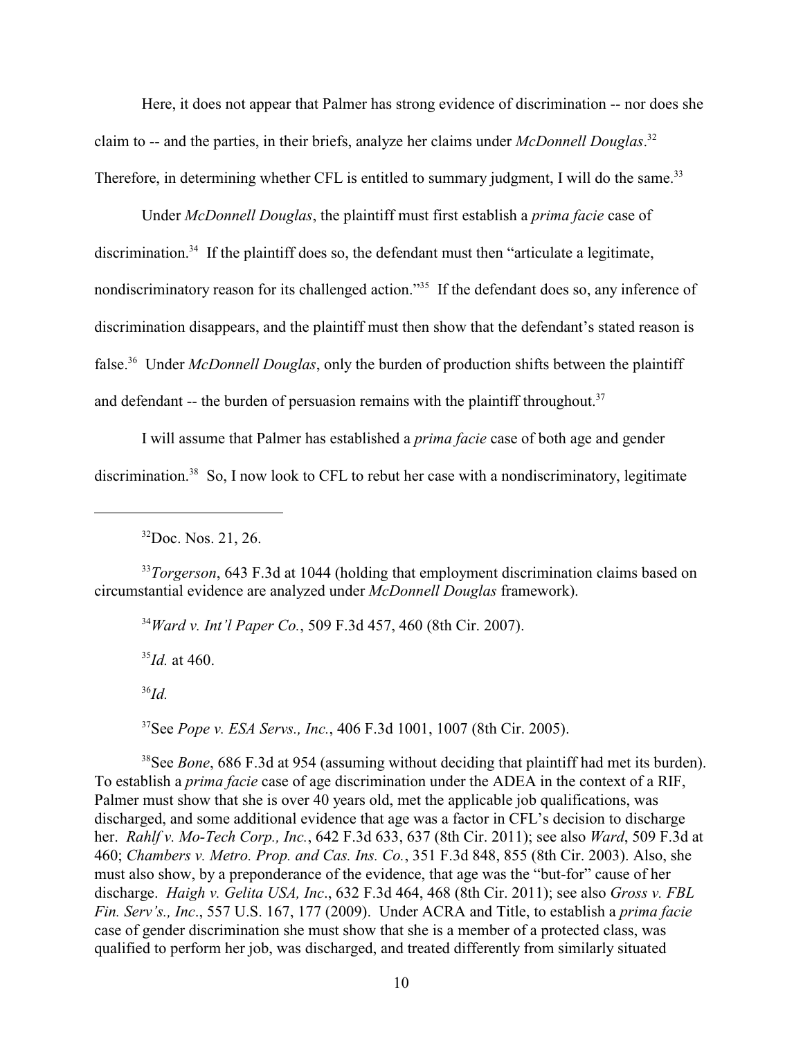Here, it does not appear that Palmer has strong evidence of discrimination -- nor does she claim to -- and the parties, in their briefs, analyze her claims under *McDonnell Douglas*.[32] Therefore, in determining whether CFL is entitled to summary judgment, I will do the same.[33]

Under *McDonnell Douglas*, the plaintiff must first establish a *prima facie* case of discrimination.[34] If the plaintiff does so, the defendant must then "articulate a legitimate, nondiscriminatory reason for its challenged action."[35] If the defendant does so, any inference of discrimination disappears, and the plaintiff must then show that the defendant's stated reason is false.[36] Under *McDonnell Douglas*, only the burden of production shifts between the plaintiff and defendant -- the burden of persuasion remains with the plaintiff throughout.[37]

I will assume that Palmer has established a *prima facie* case of both age and gender discrimination.[38] So, I now look to CFL to rebut her case with a nondiscriminatory, legitimate

---

[32]Doc. Nos. 21, 26.

[33]*Torgerson*, 643 F.3d at 1044 (holding that employment discrimination claims based on circumstantial evidence are analyzed under *McDonnell Douglas* framework).

[34]*Ward v. Int'l Paper Co.*, 509 F.3d 457, 460 (8th Cir. 2007).

[35]*Id.* at 460.

[36]*Id.*

[37]See *Pope v. ESA Servs., Inc.*, 406 F.3d 1001, 1007 (8th Cir. 2005).

[38]See *Bone*, 686 F.3d at 954 (assuming without deciding that plaintiff had met its burden). To establish a *prima facie* case of age discrimination under the ADEA in the context of a RIF, Palmer must show that she is over 40 years old, met the applicable job qualifications, was discharged, and some additional evidence that age was a factor in CFL's decision to discharge her. *Rahlf v. Mo-Tech Corp., Inc.*, 642 F.3d 633, 637 (8th Cir. 2011); see also *Ward*, 509 F.3d at 460; *Chambers v. Metro. Prop. and Cas. Ins. Co.*, 351 F.3d 848, 855 (8th Cir. 2003). Also, she must also show, by a preponderance of the evidence, that age was the "but-for" cause of her discharge. *Haigh v. Gelita USA, Inc*., 632 F.3d 464, 468 (8th Cir. 2011); see also *Gross v. FBL Fin. Serv's., Inc*., 557 U.S. 167, 177 (2009). Under ACRA and Title, to establish a *prima facie* case of gender discrimination she must show that she is a member of a protected class, was qualified to perform her job, was discharged, and treated differently from similarly situated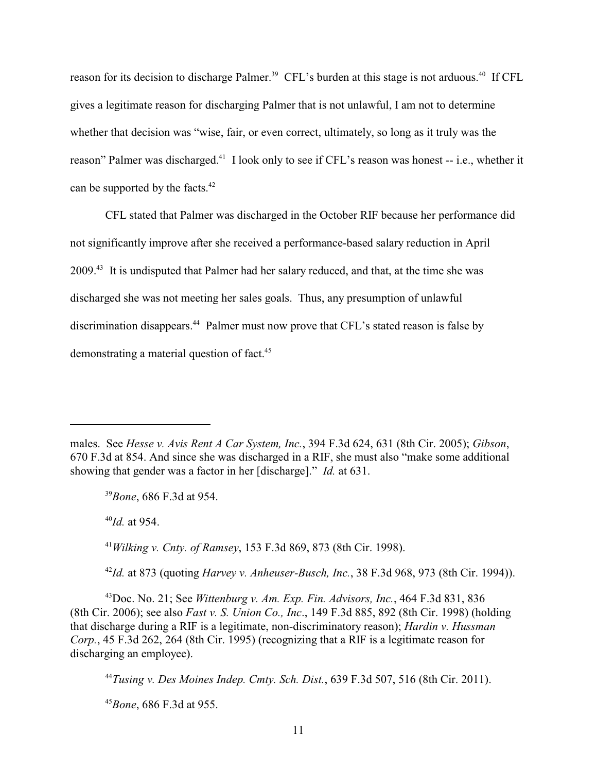reason for its decision to discharge Palmer.[39] CFL's burden at this stage is not arduous.[40] If CFL gives a legitimate reason for discharging Palmer that is not unlawful, I am not to determine whether that decision was "wise, fair, or even correct, ultimately, so long as it truly was the reason" Palmer was discharged.[41] I look only to see if CFL's reason was honest -- i.e., whether it can be supported by the facts.[42]

CFL stated that Palmer was discharged in the October RIF because her performance did not significantly improve after she received a performance-based salary reduction in April 2009.[43] It is undisputed that Palmer had her salary reduced, and that, at the time she was discharged she was not meeting her sales goals. Thus, any presumption of unlawful discrimination disappears.[44] Palmer must now prove that CFL's stated reason is false by demonstrating a material question of fact.[45]

---

males. See *Hesse v. Avis Rent A Car System, Inc.*, 394 F.3d 624, 631 (8th Cir. 2005); *Gibson*, 670 F.3d at 854. And since she was discharged in a RIF, she must also "make some additional showing that gender was a factor in her [discharge]." *Id.* at 631.

[39] *Bone*, 686 F.3d at 954.

[40] *Id.* at 954.

[41] *Wilking v. Cnty. of Ramsey*, 153 F.3d 869, 873 (8th Cir. 1998).

[42] *Id.* at 873 (quoting *Harvey v. Anheuser-Busch, Inc.*, 38 F.3d 968, 973 (8th Cir. 1994)).

[43] Doc. No. 21; See *Wittenburg v. Am. Exp. Fin. Advisors, Inc.*, 464 F.3d 831, 836 (8th Cir. 2006); see also *Fast v. S. Union Co., Inc*., 149 F.3d 885, 892 (8th Cir. 1998) (holding that discharge during a RIF is a legitimate, non-discriminatory reason); *Hardin v. Hussman Corp.*, 45 F.3d 262, 264 (8th Cir. 1995) (recognizing that a RIF is a legitimate reason for discharging an employee).

[44] *Tusing v. Des Moines Indep. Cmty. Sch. Dist.*, 639 F.3d 507, 516 (8th Cir. 2011).

[45] *Bone*, 686 F.3d at 955.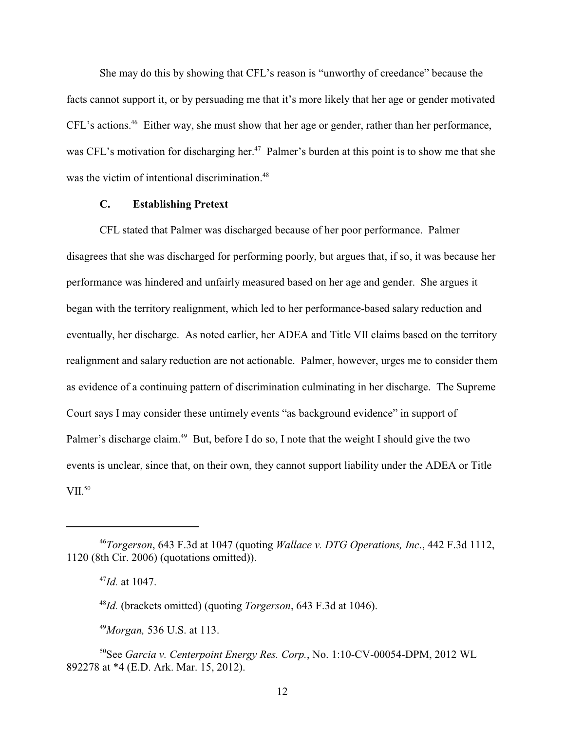She may do this by showing that CFL's reason is "unworthy of creedance" because the facts cannot support it, or by persuading me that it's more likely that her age or gender motivated CFL's actions.[46] Either way, she must show that her age or gender, rather than her performance, was CFL's motivation for discharging her.[47] Palmer's burden at this point is to show me that she was the victim of intentional discrimination.[48]

### C. Establishing Pretext

CFL stated that Palmer was discharged because of her poor performance. Palmer disagrees that she was discharged for performing poorly, but argues that, if so, it was because her performance was hindered and unfairly measured based on her age and gender. She argues it began with the territory realignment, which led to her performance-based salary reduction and eventually, her discharge. As noted earlier, her ADEA and Title VII claims based on the territory realignment and salary reduction are not actionable. Palmer, however, urges me to consider them as evidence of a continuing pattern of discrimination culminating in her discharge. The Supreme Court says I may consider these untimely events "as background evidence" in support of Palmer's discharge claim.[49] But, before I do so, I note that the weight I should give the two events is unclear, since that, on their own, they cannot support liability under the ADEA or Title VII.[50]

---

[46] *Torgerson*, 643 F.3d at 1047 (quoting *Wallace v. DTG Operations, Inc*., 442 F.3d 1112, 1120 (8th Cir. 2006) (quotations omitted)).

[47] *Id.* at 1047.

[48] *Id.* (brackets omitted) (quoting *Torgerson*, 643 F.3d at 1046).

[49] *Morgan,* 536 U.S. at 113.

[50] See *Garcia v. Centerpoint Energy Res. Corp.*, No. 1:10-CV-00054-DPM, 2012 WL 892278 at *4 (E.D. Ark. Mar. 15, 2012).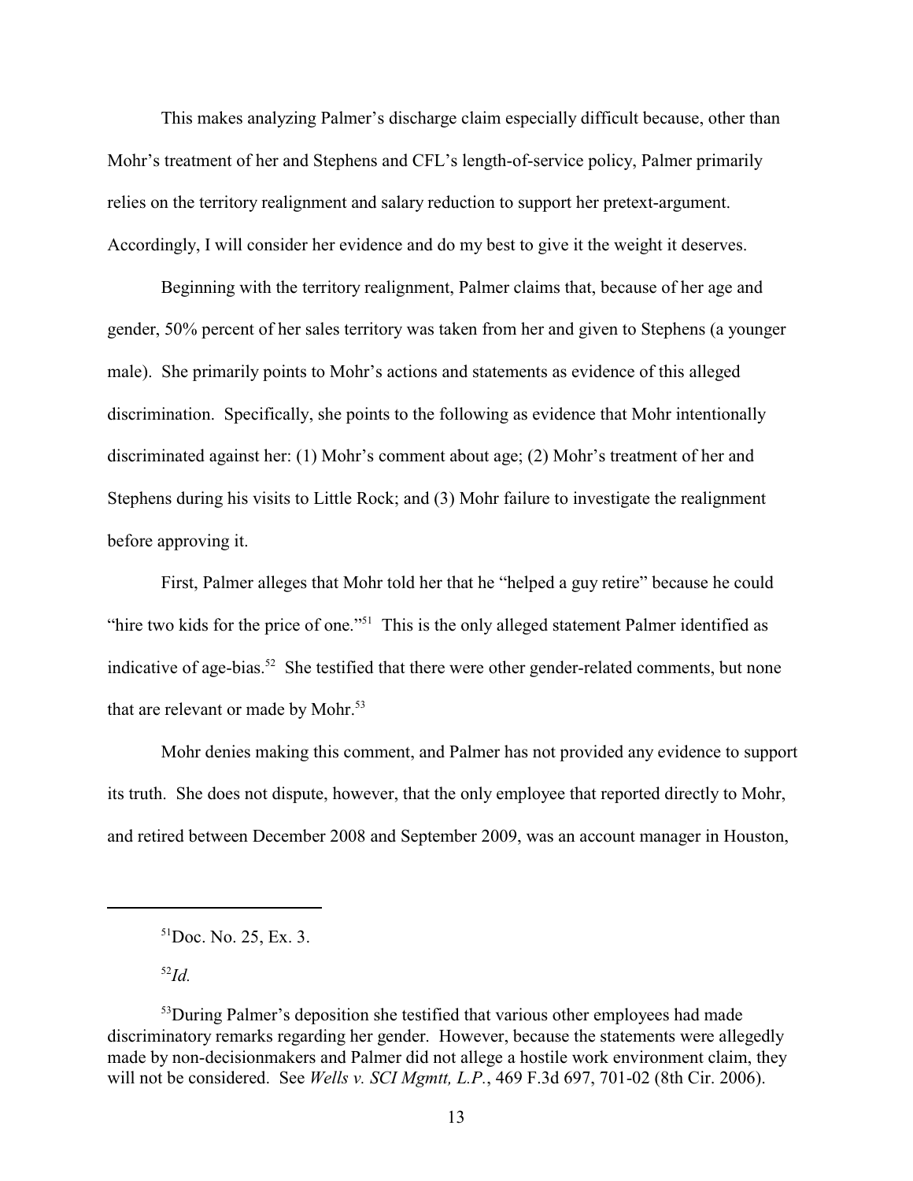This makes analyzing Palmer's discharge claim especially difficult because, other than Mohr's treatment of her and Stephens and CFL's length-of-service policy, Palmer primarily relies on the territory realignment and salary reduction to support her pretext-argument. Accordingly, I will consider her evidence and do my best to give it the weight it deserves.

Beginning with the territory realignment, Palmer claims that, because of her age and gender, 50% percent of her sales territory was taken from her and given to Stephens (a younger male). She primarily points to Mohr's actions and statements as evidence of this alleged discrimination. Specifically, she points to the following as evidence that Mohr intentionally discriminated against her: (1) Mohr's comment about age; (2) Mohr's treatment of her and Stephens during his visits to Little Rock; and (3) Mohr failure to investigate the realignment before approving it.

First, Palmer alleges that Mohr told her that he "helped a guy retire" because he could "hire two kids for the price of one."[51] This is the only alleged statement Palmer identified as indicative of age-bias.[52] She testified that there were other gender-related comments, but none that are relevant or made by Mohr.[53]

Mohr denies making this comment, and Palmer has not provided any evidence to support its truth. She does not dispute, however, that the only employee that reported directly to Mohr, and retired between December 2008 and September 2009, was an account manager in Houston,

---

[51] Doc. No. 25, Ex. 3.

[52] *Id.*

[53] During Palmer's deposition she testified that various other employees had made discriminatory remarks regarding her gender. However, because the statements were allegedly made by non-decisionmakers and Palmer did not allege a hostile work environment claim, they will not be considered. See *Wells v. SCI Mgmtt, L.P.*, 469 F.3d 697, 701-02 (8th Cir. 2006).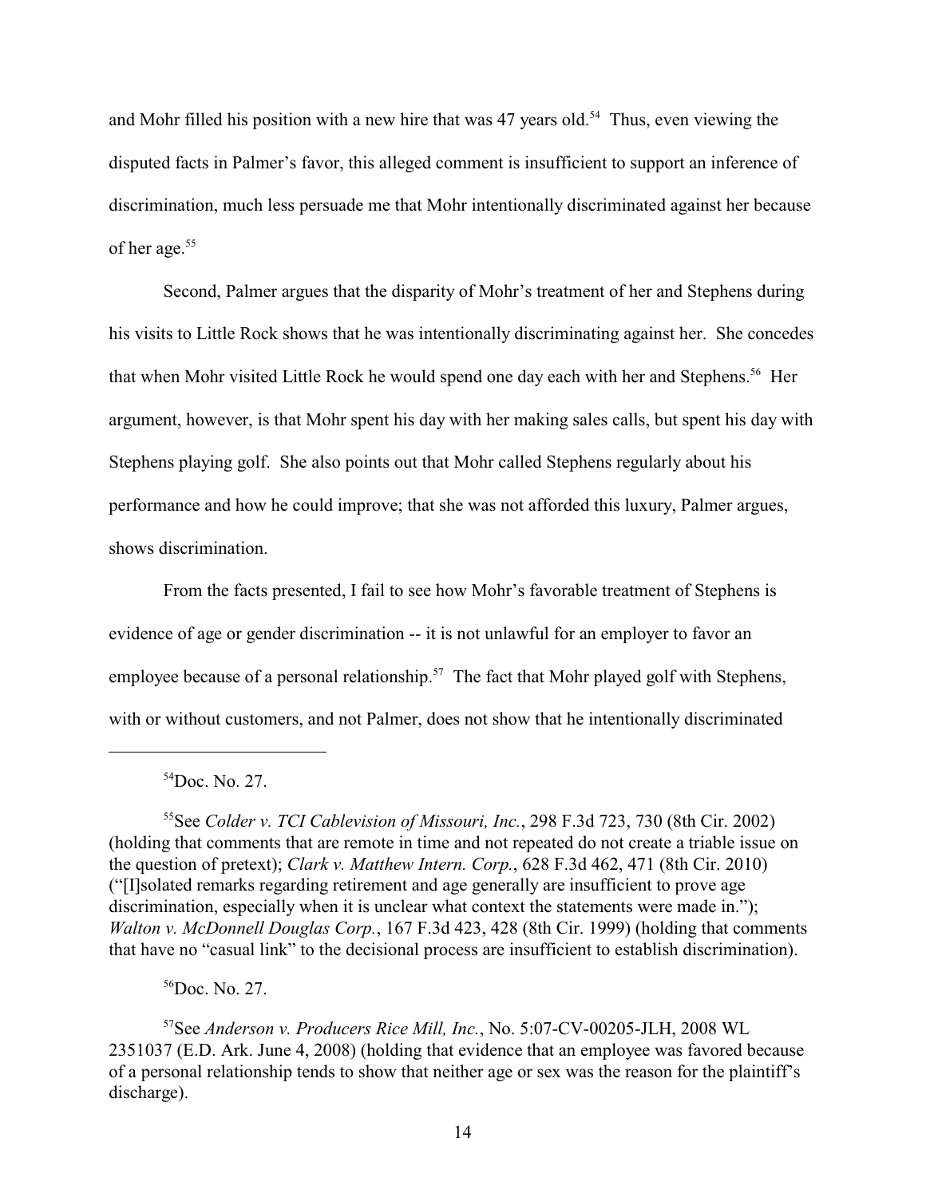and Mohr filled his position with a new hire that was 47 years old.[54] Thus, even viewing the disputed facts in Palmer's favor, this alleged comment is insufficient to support an inference of discrimination, much less persuade me that Mohr intentionally discriminated against her because of her age.[55]

Second, Palmer argues that the disparity of Mohr's treatment of her and Stephens during his visits to Little Rock shows that he was intentionally discriminating against her. She concedes that when Mohr visited Little Rock he would spend one day each with her and Stephens.[56] Her argument, however, is that Mohr spent his day with her making sales calls, but spent his day with Stephens playing golf. She also points out that Mohr called Stephens regularly about his performance and how he could improve; that she was not afforded this luxury, Palmer argues, shows discrimination.

From the facts presented, I fail to see how Mohr's favorable treatment of Stephens is evidence of age or gender discrimination -- it is not unlawful for an employer to favor an employee because of a personal relationship.[57] The fact that Mohr played golf with Stephens, with or without customers, and not Palmer, does not show that he intentionally discriminated

---

[54]Doc. No. 27.

[55]See *Colder v. TCI Cablevision of Missouri, Inc.*, 298 F.3d 723, 730 (8th Cir. 2002) (holding that comments that are remote in time and not repeated do not create a triable issue on the question of pretext); *Clark v. Matthew Intern. Corp.*, 628 F.3d 462, 471 (8th Cir. 2010) ("[I]solated remarks regarding retirement and age generally are insufficient to prove age discrimination, especially when it is unclear what context the statements were made in."); *Walton v. McDonnell Douglas Corp.*, 167 F.3d 423, 428 (8th Cir. 1999) (holding that comments that have no "casual link" to the decisional process are insufficient to establish discrimination).

[56]Doc. No. 27.

[57]See *Anderson v. Producers Rice Mill, Inc.*, No. 5:07-CV-00205-JLH, 2008 WL 2351037 (E.D. Ark. June 4, 2008) (holding that evidence that an employee was favored because of a personal relationship tends to show that neither age or sex was the reason for the plaintiff's discharge).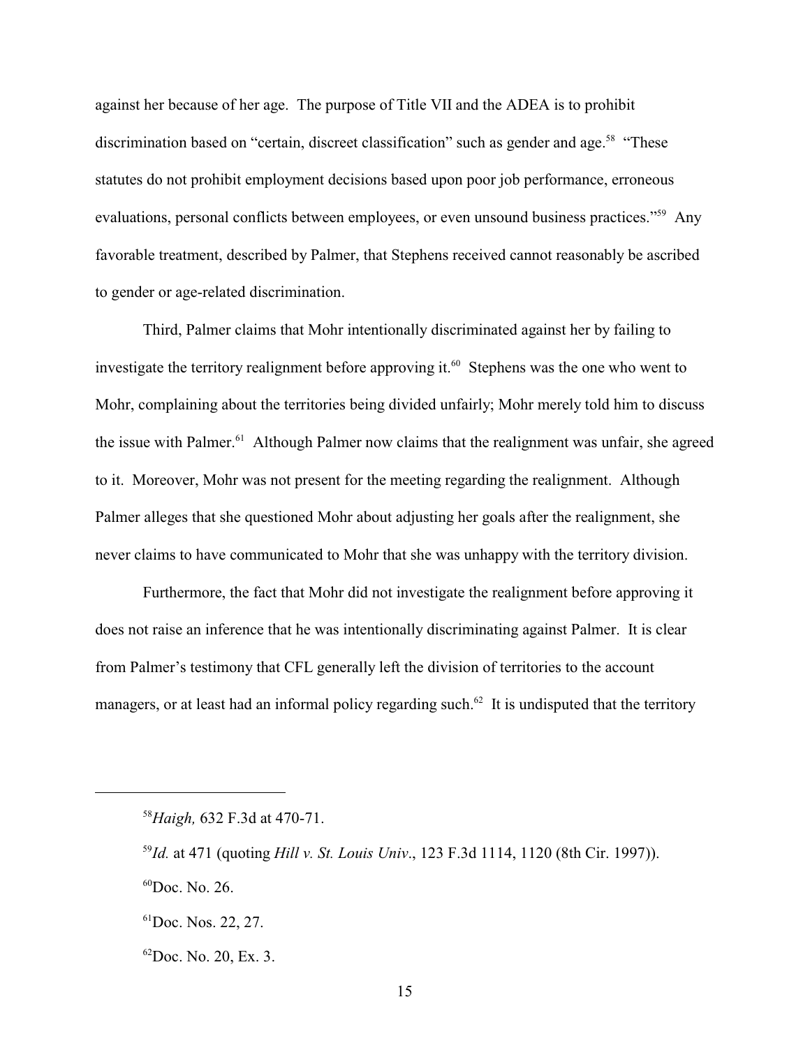against her because of her age. The purpose of Title VII and the ADEA is to prohibit discrimination based on "certain, discreet classification" such as gender and age.[58] "These statutes do not prohibit employment decisions based upon poor job performance, erroneous evaluations, personal conflicts between employees, or even unsound business practices."[59] Any favorable treatment, described by Palmer, that Stephens received cannot reasonably be ascribed to gender or age-related discrimination.

Third, Palmer claims that Mohr intentionally discriminated against her by failing to investigate the territory realignment before approving it.[60] Stephens was the one who went to Mohr, complaining about the territories being divided unfairly; Mohr merely told him to discuss the issue with Palmer.[61] Although Palmer now claims that the realignment was unfair, she agreed to it. Moreover, Mohr was not present for the meeting regarding the realignment. Although Palmer alleges that she questioned Mohr about adjusting her goals after the realignment, she never claims to have communicated to Mohr that she was unhappy with the territory division.

Furthermore, the fact that Mohr did not investigate the realignment before approving it does not raise an inference that he was intentionally discriminating against Palmer. It is clear from Palmer's testimony that CFL generally left the division of territories to the account managers, or at least had an informal policy regarding such.[62] It is undisputed that the territory

---

[58] *Haigh,* 632 F.3d at 470-71.

[59] *Id.* at 471 (quoting *Hill v. St. Louis Univ*., 123 F.3d 1114, 1120 (8th Cir. 1997)).

[60] Doc. No. 26.

[61] Doc. Nos. 22, 27.

[62] Doc. No. 20, Ex. 3.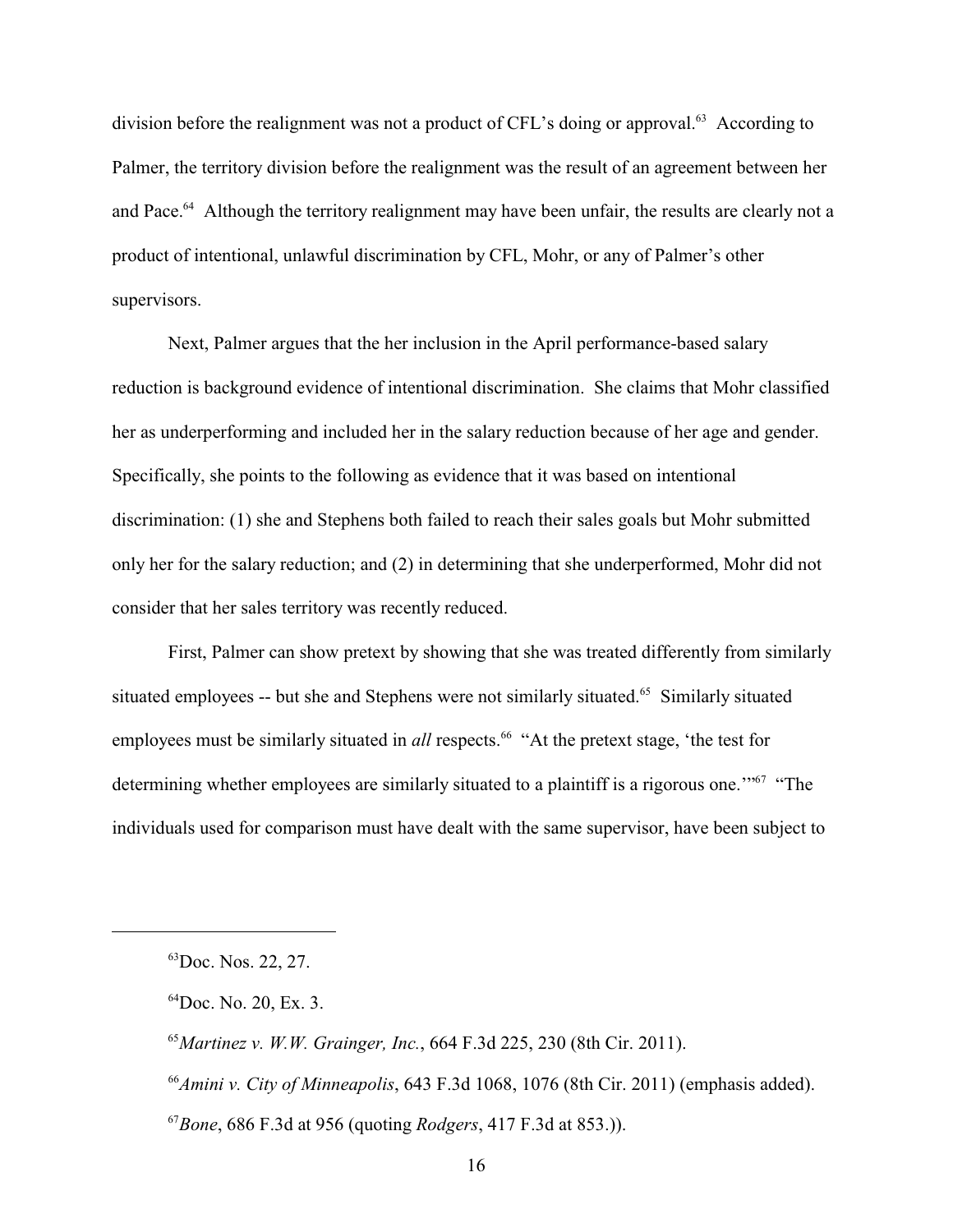division before the realignment was not a product of CFL's doing or approval.[63] According to Palmer, the territory division before the realignment was the result of an agreement between her and Pace.[64] Although the territory realignment may have been unfair, the results are clearly not a product of intentional, unlawful discrimination by CFL, Mohr, or any of Palmer's other supervisors.

Next, Palmer argues that the her inclusion in the April performance-based salary reduction is background evidence of intentional discrimination. She claims that Mohr classified her as underperforming and included her in the salary reduction because of her age and gender. Specifically, she points to the following as evidence that it was based on intentional discrimination: (1) she and Stephens both failed to reach their sales goals but Mohr submitted only her for the salary reduction; and (2) in determining that she underperformed, Mohr did not consider that her sales territory was recently reduced.

First, Palmer can show pretext by showing that she was treated differently from similarly situated employees -- but she and Stephens were not similarly situated.[65] Similarly situated employees must be similarly situated in *all* respects.[66] "At the pretext stage, 'the test for determining whether employees are similarly situated to a plaintiff is a rigorous one.'"[67] "The individuals used for comparison must have dealt with the same supervisor, have been subject to

---

[63]Doc. Nos. 22, 27.

[64]Doc. No. 20, Ex. 3.

[65]*Martinez v. W.W. Grainger, Inc.*, 664 F.3d 225, 230 (8th Cir. 2011).

[66]*Amini v. City of Minneapolis*, 643 F.3d 1068, 1076 (8th Cir. 2011) (emphasis added).

[67]*Bone*, 686 F.3d at 956 (quoting *Rodgers*, 417 F.3d at 853.)).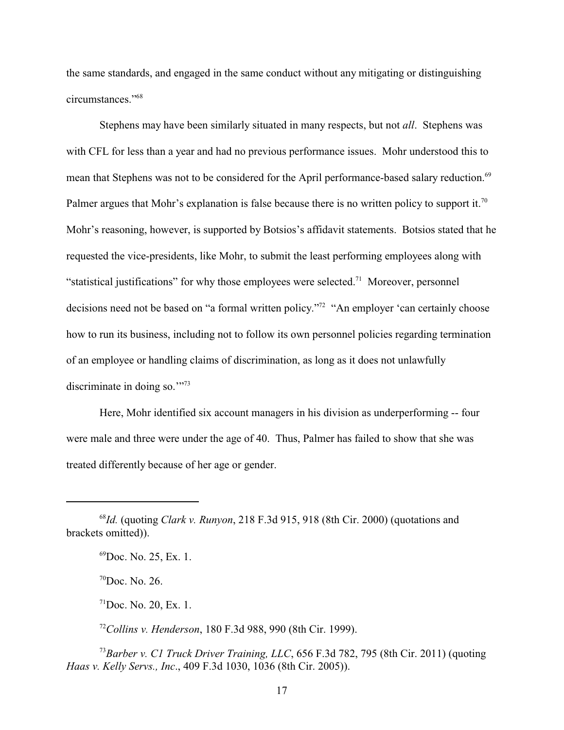the same standards, and engaged in the same conduct without any mitigating or distinguishing circumstances."[68]

Stephens may have been similarly situated in many respects, but not *all*. Stephens was with CFL for less than a year and had no previous performance issues. Mohr understood this to mean that Stephens was not to be considered for the April performance-based salary reduction.[69] Palmer argues that Mohr's explanation is false because there is no written policy to support it.[70] Mohr's reasoning, however, is supported by Botsios's affidavit statements. Botsios stated that he requested the vice-presidents, like Mohr, to submit the least performing employees along with "statistical justifications" for why those employees were selected.[71] Moreover, personnel decisions need not be based on "a formal written policy."[72] "An employer 'can certainly choose how to run its business, including not to follow its own personnel policies regarding termination of an employee or handling claims of discrimination, as long as it does not unlawfully discriminate in doing so.'"[73]

Here, Mohr identified six account managers in his division as underperforming -- four were male and three were under the age of 40. Thus, Palmer has failed to show that she was treated differently because of her age or gender.

---

[68] *Id.* (quoting *Clark v. Runyon*, 218 F.3d 915, 918 (8th Cir. 2000) (quotations and brackets omitted)).

[69] Doc. No. 25, Ex. 1.

[70] Doc. No. 26.

[71] Doc. No. 20, Ex. 1.

[72] *Collins v. Henderson*, 180 F.3d 988, 990 (8th Cir. 1999).

[73] *Barber v. C1 Truck Driver Training, LLC*, 656 F.3d 782, 795 (8th Cir. 2011) (quoting *Haas v. Kelly Servs., Inc*., 409 F.3d 1030, 1036 (8th Cir. 2005)).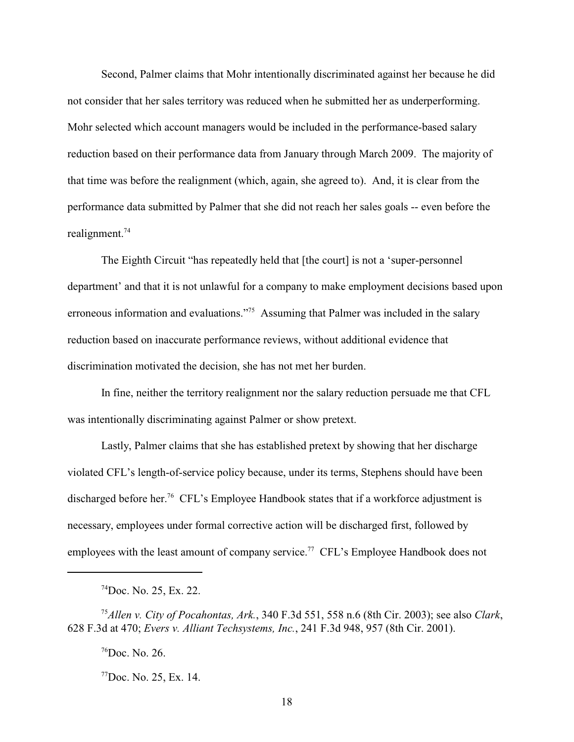Second, Palmer claims that Mohr intentionally discriminated against her because he did not consider that her sales territory was reduced when he submitted her as underperforming. Mohr selected which account managers would be included in the performance-based salary reduction based on their performance data from January through March 2009. The majority of that time was before the realignment (which, again, she agreed to). And, it is clear from the performance data submitted by Palmer that she did not reach her sales goals -- even before the realignment.[74]

The Eighth Circuit "has repeatedly held that [the court] is not a 'super-personnel department' and that it is not unlawful for a company to make employment decisions based upon erroneous information and evaluations."[75] Assuming that Palmer was included in the salary reduction based on inaccurate performance reviews, without additional evidence that discrimination motivated the decision, she has not met her burden.

In fine, neither the territory realignment nor the salary reduction persuade me that CFL was intentionally discriminating against Palmer or show pretext.

Lastly, Palmer claims that she has established pretext by showing that her discharge violated CFL's length-of-service policy because, under its terms, Stephens should have been discharged before her.[76] CFL's Employee Handbook states that if a workforce adjustment is necessary, employees under formal corrective action will be discharged first, followed by employees with the least amount of company service.[77] CFL's Employee Handbook does not

---

[74]Doc. No. 25, Ex. 22.

[75]*Allen v. City of Pocahontas, Ark.*, 340 F.3d 551, 558 n.6 (8th Cir. 2003); see also *Clark*, 628 F.3d at 470; *Evers v. Alliant Techsystems, Inc.*, 241 F.3d 948, 957 (8th Cir. 2001).

[76]Doc. No. 26.

[77]Doc. No. 25, Ex. 14.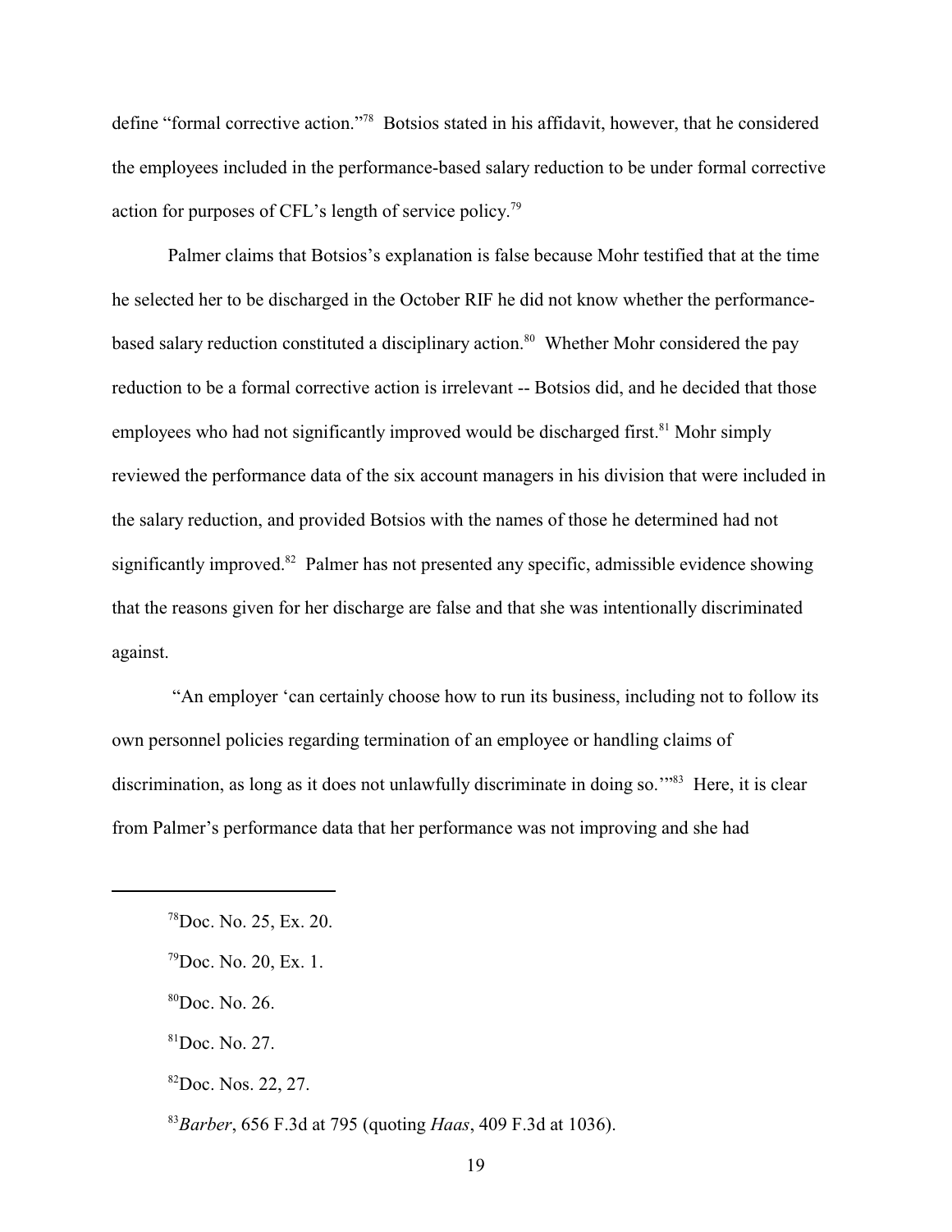define "formal corrective action."[78] Botsios stated in his affidavit, however, that he considered the employees included in the performance-based salary reduction to be under formal corrective action for purposes of CFL's length of service policy.[79]

Palmer claims that Botsios's explanation is false because Mohr testified that at the time he selected her to be discharged in the October RIF he did not know whether the performance-based salary reduction constituted a disciplinary action.[80] Whether Mohr considered the pay reduction to be a formal corrective action is irrelevant -- Botsios did, and he decided that those employees who had not significantly improved would be discharged first.[81] Mohr simply reviewed the performance data of the six account managers in his division that were included in the salary reduction, and provided Botsios with the names of those he determined had not significantly improved.[82] Palmer has not presented any specific, admissible evidence showing that the reasons given for her discharge are false and that she was intentionally discriminated against.

"An employer 'can certainly choose how to run its business, including not to follow its own personnel policies regarding termination of an employee or handling claims of discrimination, as long as it does not unlawfully discriminate in doing so.'"[83] Here, it is clear from Palmer's performance data that her performance was not improving and she had

---

[78] Doc. No. 25, Ex. 20.

[79] Doc. No. 20, Ex. 1.

[80] Doc. No. 26.

[81] Doc. No. 27.

[82] Doc. Nos. 22, 27.

[83] *Barber*, 656 F.3d at 795 (quoting *Haas*, 409 F.3d at 1036).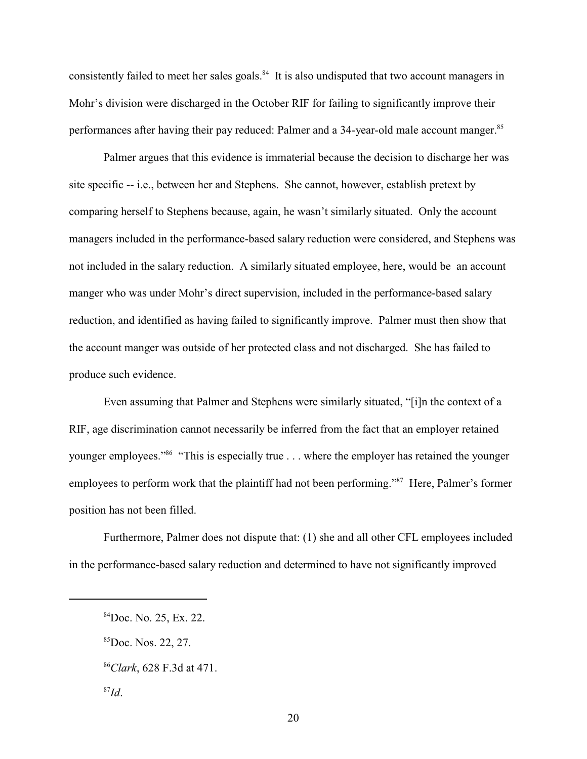consistently failed to meet her sales goals.[84] It is also undisputed that two account managers in Mohr's division were discharged in the October RIF for failing to significantly improve their performances after having their pay reduced: Palmer and a 34-year-old male account manger.[85]

Palmer argues that this evidence is immaterial because the decision to discharge her was site specific -- i.e., between her and Stephens. She cannot, however, establish pretext by comparing herself to Stephens because, again, he wasn't similarly situated. Only the account managers included in the performance-based salary reduction were considered, and Stephens was not included in the salary reduction. A similarly situated employee, here, would be an account manger who was under Mohr's direct supervision, included in the performance-based salary reduction, and identified as having failed to significantly improve. Palmer must then show that the account manger was outside of her protected class and not discharged. She has failed to produce such evidence.

Even assuming that Palmer and Stephens were similarly situated, "[i]n the context of a RIF, age discrimination cannot necessarily be inferred from the fact that an employer retained younger employees."[86] "This is especially true . . . where the employer has retained the younger employees to perform work that the plaintiff had not been performing."[87] Here, Palmer's former position has not been filled.

Furthermore, Palmer does not dispute that: (1) she and all other CFL employees included in the performance-based salary reduction and determined to have not significantly improved

---

[84] Doc. No. 25, Ex. 22.

[85] Doc. Nos. 22, 27.

[86] *Clark*, 628 F.3d at 471.

[87] *Id*.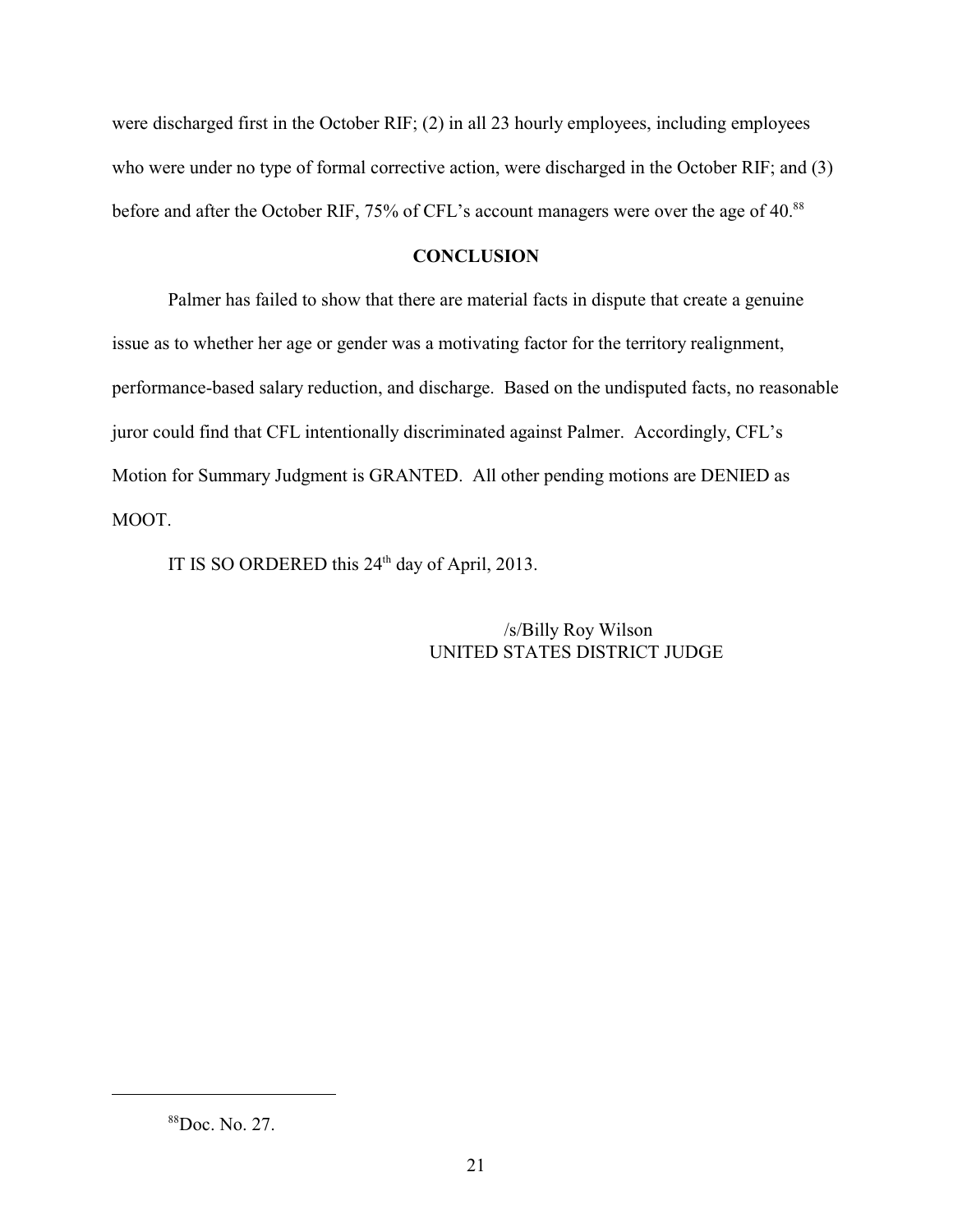were discharged first in the October RIF; (2) in all 23 hourly employees, including employees who were under no type of formal corrective action, were discharged in the October RIF; and (3) before and after the October RIF, 75% of CFL's account managers were over the age of 40.[88]

## CONCLUSION

Palmer has failed to show that there are material facts in dispute that create a genuine issue as to whether her age or gender was a motivating factor for the territory realignment, performance-based salary reduction, and discharge. Based on the undisputed facts, no reasonable juror could find that CFL intentionally discriminated against Palmer. Accordingly, CFL's Motion for Summary Judgment is GRANTED. All other pending motions are DENIED as MOOT.

IT IS SO ORDERED this 24th day of April, 2013.

/s/Billy Roy Wilson
UNITED STATES DISTRICT JUDGE

---

[88]Doc. No. 27.